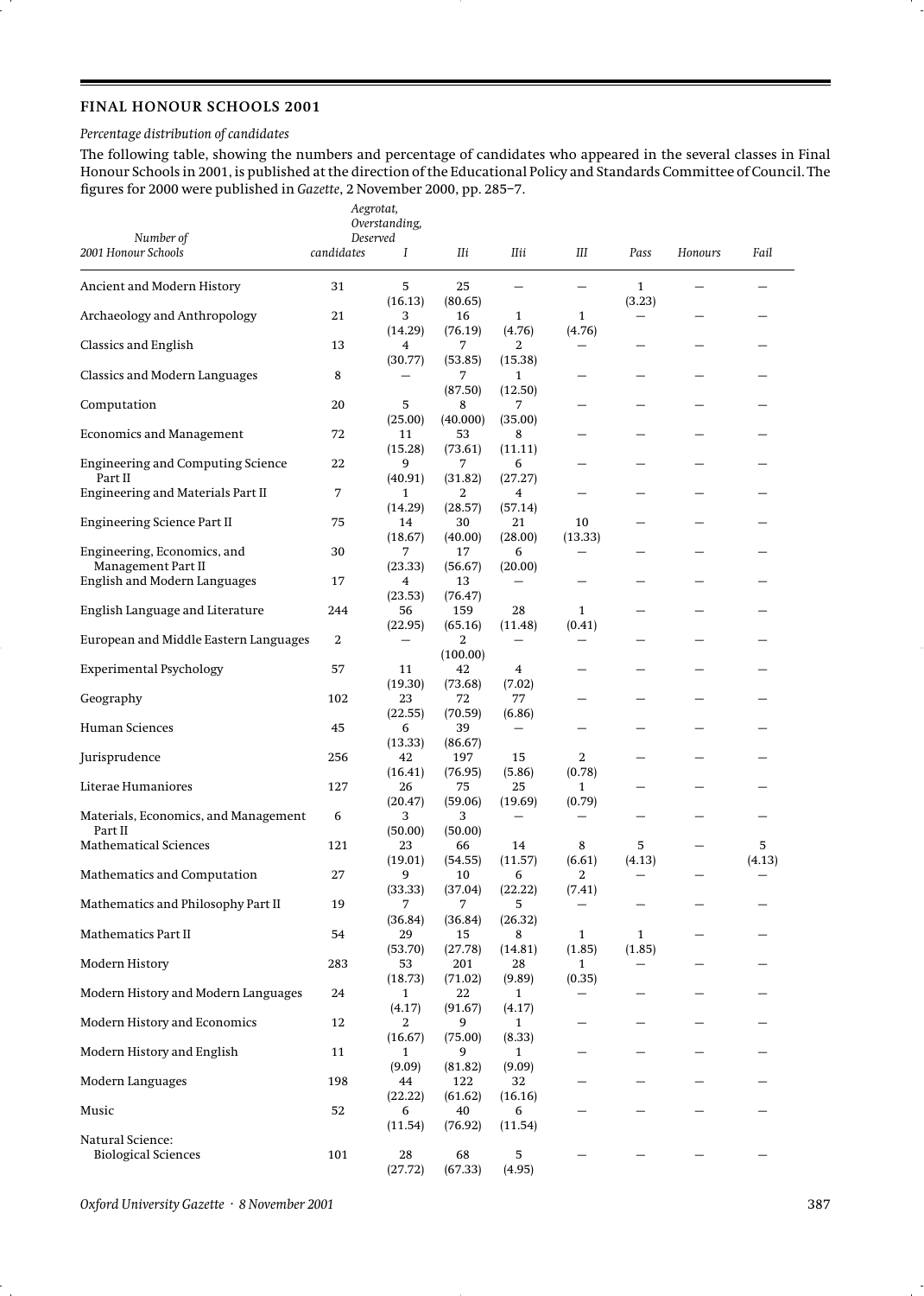## FINAL HONOUR SCHOOLS 2001

*Percentage distribution of candidates*

The following table, showing the numbers and percentage of candidates who appeared in the several classes in Final Honour Schools in 2001, is published at the direction of the Educational Policy and Standards Committee of Council. The figures for 2000 were published in *Gazette*, 2 November 2000, pp. 285–7.

| 2001 Honour Schools | Number of candidates | Aegrotat, Overstanding, Deserved I | IIi | IIii | III | Pass | Honours | Fail |
|---|---|---|---|---|---|---|---|---|
| Ancient and Modern History | 31 | 5 (16.13) | 25 (80.65) | — | — | 1 (3.23) | — | — |
| Archaeology and Anthropology | 21 | 3 (14.29) | 16 (76.19) | 1 (4.76) | 1 (4.76) | — | — | — |
| Classics and English | 13 | 4 (30.77) | 7 (53.85) | 2 (15.38) | — | — | — | — |
| Classics and Modern Languages | 8 | — | 7 (87.50) | 1 (12.50) | — | — | — | — |
| Computation | 20 | 5 (25.00) | 8 (40.000) | 7 (35.00) | — | — | — | — |
| Economics and Management | 72 | 11 (15.28) | 53 (73.61) | 8 (11.11) | — | — | — | — |
| Engineering and Computing Science Part II | 22 | 9 (40.91) | 7 (31.82) | 6 (27.27) | — | — | — | — |
| Engineering and Materials Part II | 7 | 1 (14.29) | 2 (28.57) | 4 (57.14) | — | — | — | — |
| Engineering Science Part II | 75 | 14 (18.67) | 30 (40.00) | 21 (28.00) | 10 (13.33) | — | — | — |
| Engineering, Economics, and Management Part II | 30 | 7 (23.33) | 17 (56.67) | 6 (20.00) | — | — | — | — |
| English and Modern Languages | 17 | 4 (23.53) | 13 (76.47) | — | — | — | — | — |
| English Language and Literature | 244 | 56 (22.95) | 159 (65.16) | 28 (11.48) | 1 (0.41) | — | — | — |
| European and Middle Eastern Languages | 2 | — | 2 (100.00) | — | — | — | — | — |
| Experimental Psychology | 57 | 11 (19.30) | 42 (73.68) | 4 (7.02) | — | — | — | — |
| Geography | 102 | 23 (22.55) | 72 (70.59) | 77 (6.86) | — | — | — | — |
| Human Sciences | 45 | 6 (13.33) | 39 (86.67) | — | — | — | — | — |
| Jurisprudence | 256 | 42 (16.41) | 197 (76.95) | 15 (5.86) | 2 (0.78) | — | — | — |
| Literae Humaniores | 127 | 26 (20.47) | 75 (59.06) | 25 (19.69) | 1 (0.79) | — | — | — |
| Materials, Economics, and Management Part II | 6 | 3 (50.00) | 3 (50.00) | — | — | — | — | — |
| Mathematical Sciences | 121 | 23 (19.01) | 66 (54.55) | 14 (11.57) | 8 (6.61) | 5 (4.13) | — | 5 (4.13) |
| Mathematics and Computation | 27 | 9 (33.33) | 10 (37.04) | 6 (22.22) | 2 (7.41) | — | — | — |
| Mathematics and Philosophy Part II | 19 | 7 (36.84) | 7 (36.84) | 5 (26.32) | — | — | — | — |
| Mathematics Part II | 54 | 29 (53.70) | 15 (27.78) | 8 (14.81) | 1 (1.85) | 1 (1.85) | — | — |
| Modern History | 283 | 53 (18.73) | 201 (71.02) | 28 (9.89) | 1 (0.35) | — | — | — |
| Modern History and Modern Languages | 24 | 1 (4.17) | 22 (91.67) | 1 (4.17) | — | — | — | — |
| Modern History and Economics | 12 | 2 (16.67) | 9 (75.00) | 1 (8.33) | — | — | — | — |
| Modern History and English | 11 | 1 (9.09) | 9 (81.82) | 1 (9.09) | — | — | — | — |
| Modern Languages | 198 | 44 (22.22) | 122 (61.62) | 32 (16.16) | — | — | — | — |
| Music | 52 | 6 (11.54) | 40 (76.92) | 6 (11.54) | — | — | — | — |
| Natural Science: | | | | | | | | |
| Biological Sciences | 101 | 28 (27.72) | 68 (67.33) | 5 (4.95) | — | — | — | — |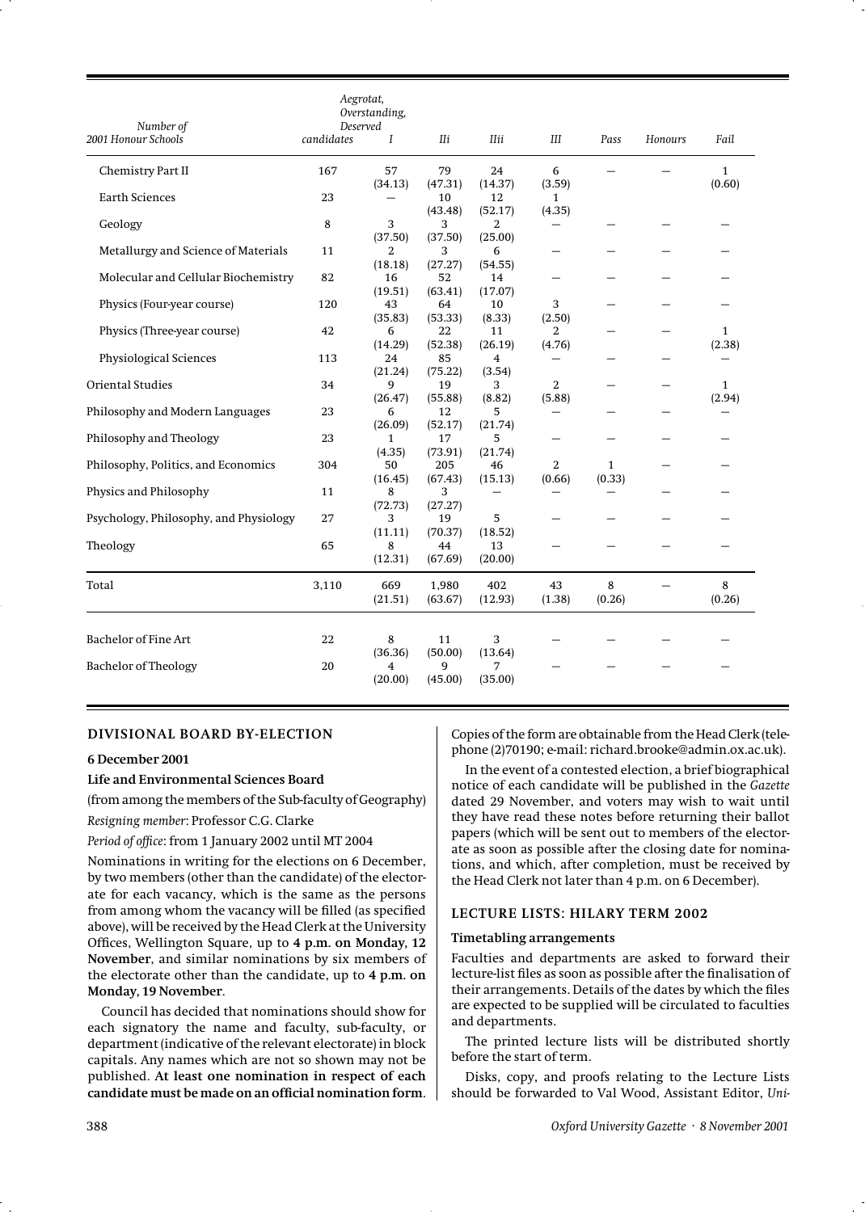| Number of 2001 Honour Schools | candidates | Aegrotat, Overstanding, Deserved I | IIi | IIii | III | Pass | Honours | Fail |
|---|---|---|---|---|---|---|---|---|
| Chemistry Part II | 167 | 57 (34.13) | 79 (47.31) | 24 (14.37) | 6 (3.59) | — | — | 1 (0.60) |
| Earth Sciences | 23 | — | 10 (43.48) | 12 (52.17) | 1 (4.35) | | | |
| Geology | 8 | 3 (37.50) | 3 (37.50) | 2 (25.00) | — | — | — | — |
| Metallurgy and Science of Materials | 11 | 2 (18.18) | 3 (27.27) | 6 (54.55) | — | — | — | — |
| Molecular and Cellular Biochemistry | 82 | 16 (19.51) | 52 (63.41) | 14 (17.07) | — | — | — | — |
| Physics (Four-year course) | 120 | 43 (35.83) | 64 (53.33) | 10 (8.33) | 3 (2.50) | — | — | — |
| Physics (Three-year course) | 42 | 6 (14.29) | 22 (52.38) | 11 (26.19) | 2 (4.76) | — | — | 1 (2.38) |
| Physiological Sciences | 113 | 24 (21.24) | 85 (75.22) | 4 (3.54) | — | — | — | — |
| Oriental Studies | 34 | 9 (26.47) | 19 (55.88) | 3 (8.82) | 2 (5.88) | — | — | 1 (2.94) |
| Philosophy and Modern Languages | 23 | 6 (26.09) | 12 (52.17) | 5 (21.74) | — | — | — | — |
| Philosophy and Theology | 23 | 1 (4.35) | 17 (73.91) | 5 (21.74) | — | — | — | — |
| Philosophy, Politics, and Economics | 304 | 50 (16.45) | 205 (67.43) | 46 (15.13) | 2 (0.66) | 1 (0.33) | — | — |
| Physics and Philosophy | 11 | 8 (72.73) | 3 (27.27) | — | — | — | — | — |
| Psychology, Philosophy, and Physiology | 27 | 3 (11.11) | 19 (70.37) | 5 (18.52) | — | — | — | — |
| Theology | 65 | 8 (12.31) | 44 (67.69) | 13 (20.00) | — | — | — | — |
| Total | 3,110 | 669 (21.51) | 1,980 (63.67) | 402 (12.93) | 43 (1.38) | 8 (0.26) | — | 8 (0.26) |
| Bachelor of Fine Art | 22 | 8 (36.36) | 11 (50.00) | 3 (13.64) | — | — | — | — |
| Bachelor of Theology | 20 | 4 (20.00) | 9 (45.00) | 7 (35.00) | — | — | — | — |

## DIVISIONAL BOARD BY-ELECTION

**6 December 2001**

**Life and Environmental Sciences Board**

(from among the members of the Sub-faculty of Geography)

*Resigning member*: Professor C.G. Clarke

*Period of office*: from 1 January 2002 until MT 2004

Nominations in writing for the elections on 6 December, by two members (other than the candidate) of the electorate for each vacancy, which is the same as the persons from among whom the vacancy will be filled (as specified above), will be received by the Head Clerk at the University Offices, Wellington Square, up to **4 p.m. on Monday, 12 November**, and similar nominations by six members of the electorate other than the candidate, up to **4 p.m. on Monday, 19 November**.

Council has decided that nominations should show for each signatory the name and faculty, sub-faculty, or department (indicative of the relevant electorate) in block capitals. Any names which are not so shown may not be published. **At least one nomination in respect of each candidate must be made on an official nomination form**. Copies of the form are obtainable from the Head Clerk (telephone (2)70190; e-mail: richard.brooke@admin.ox.ac.uk).

In the event of a contested election, a brief biographical notice of each candidate will be published in the *Gazette* dated 29 November, and voters may wish to wait until they have read these notes before returning their ballot papers (which will be sent out to members of the electorate as soon as possible after the closing date for nominations, and which, after completion, must be received by the Head Clerk not later than 4 p.m. on 6 December).

## LECTURE LISTS: HILARY TERM 2002

**Timetabling arrangements**

Faculties and departments are asked to forward their lecture-list files as soon as possible after the finalisation of their arrangements. Details of the dates by which the files are expected to be supplied will be circulated to faculties and departments.

The printed lecture lists will be distributed shortly before the start of term.

Disks, copy, and proofs relating to the Lecture Lists should be forwarded to Val Wood, Assistant Editor, *Uni-*